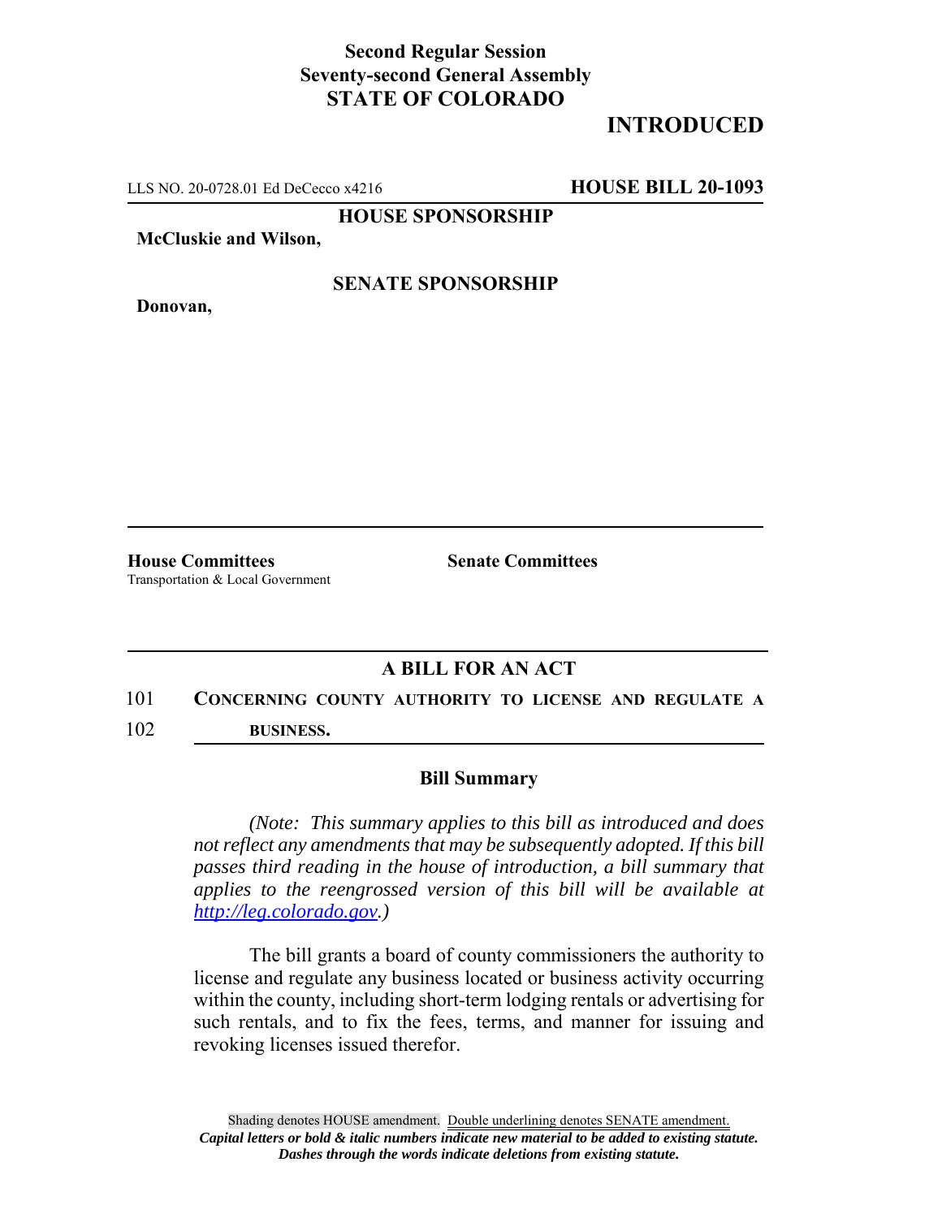**Second Regular Session**
**Seventy-second General Assembly**
**STATE OF COLORADO**

# INTRODUCED

LLS NO. 20-0728.01 Ed DeCecco x4216 **HOUSE BILL 20-1093**

**HOUSE SPONSORSHIP**

**McCluskie and Wilson,**

**SENATE SPONSORSHIP**

**Donovan,**

**House Committees**
Transportation & Local Government

**Senate Committees**

## A BILL FOR AN ACT

101 **CONCERNING COUNTY AUTHORITY TO LICENSE AND REGULATE A**
102 **BUSINESS.**

### Bill Summary

*(Note: This summary applies to this bill as introduced and does not reflect any amendments that may be subsequently adopted. If this bill passes third reading in the house of introduction, a bill summary that applies to the reengrossed version of this bill will be available at http://leg.colorado.gov.)*

The bill grants a board of county commissioners the authority to license and regulate any business located or business activity occurring within the county, including short-term lodging rentals or advertising for such rentals, and to fix the fees, terms, and manner for issuing and revoking licenses issued therefor.

Shading denotes HOUSE amendment. Double underlining denotes SENATE amendment.
***Capital letters or bold & italic numbers indicate new material to be added to existing statute.***
***Dashes through the words indicate deletions from existing statute.***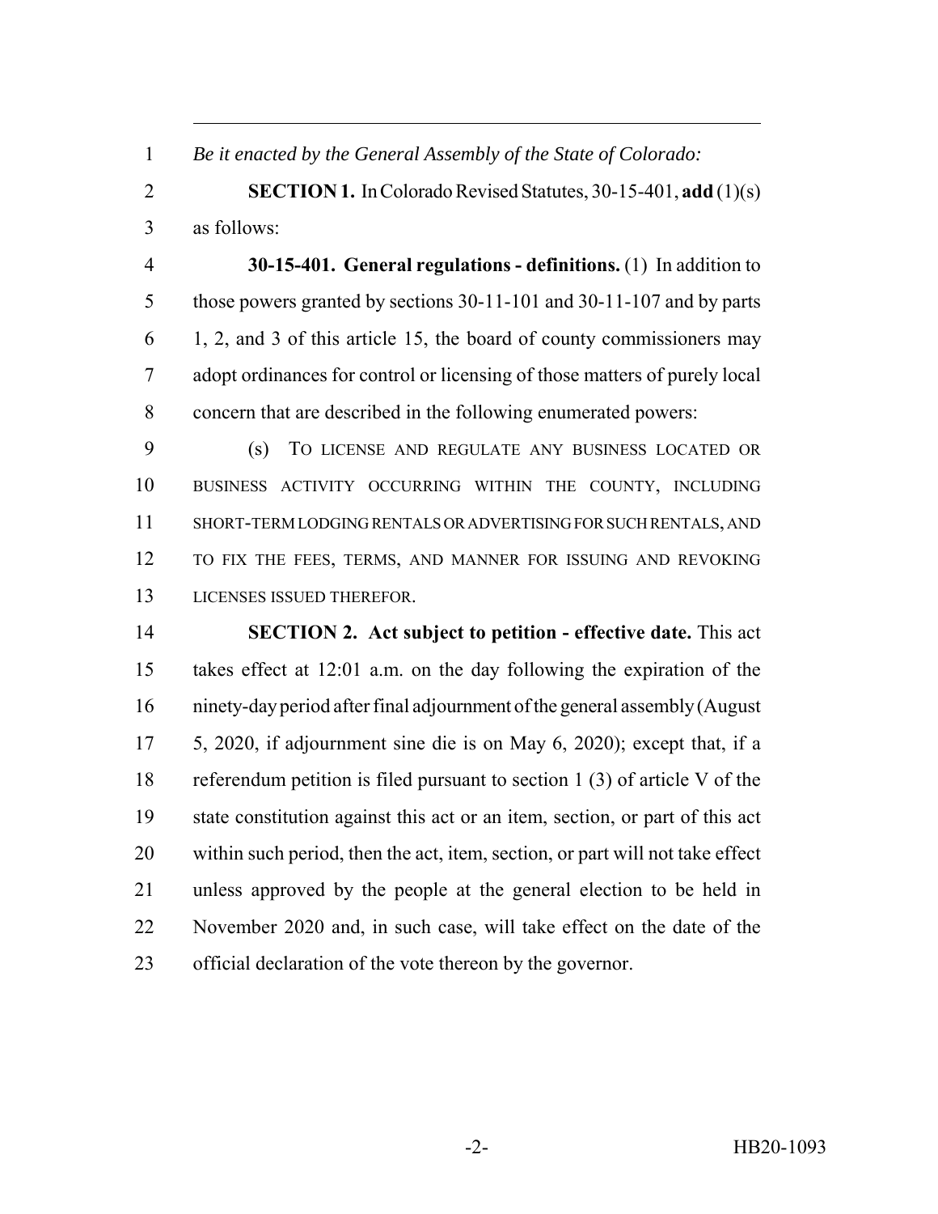*Be it enacted by the General Assembly of the State of Colorado:*

**SECTION 1.** In Colorado Revised Statutes, 30-15-401, **add** (1)(s) as follows:

**30-15-401. General regulations - definitions.** (1) In addition to those powers granted by sections 30-11-101 and 30-11-107 and by parts 1, 2, and 3 of this article 15, the board of county commissioners may adopt ordinances for control or licensing of those matters of purely local concern that are described in the following enumerated powers:

(s) TO LICENSE AND REGULATE ANY BUSINESS LOCATED OR BUSINESS ACTIVITY OCCURRING WITHIN THE COUNTY, INCLUDING SHORT-TERM LODGING RENTALS OR ADVERTISING FOR SUCH RENTALS, AND TO FIX THE FEES, TERMS, AND MANNER FOR ISSUING AND REVOKING LICENSES ISSUED THEREFOR.

**SECTION 2. Act subject to petition - effective date.** This act takes effect at 12:01 a.m. on the day following the expiration of the ninety-day period after final adjournment of the general assembly (August 5, 2020, if adjournment sine die is on May 6, 2020); except that, if a referendum petition is filed pursuant to section 1 (3) of article V of the state constitution against this act or an item, section, or part of this act within such period, then the act, item, section, or part will not take effect unless approved by the people at the general election to be held in November 2020 and, in such case, will take effect on the date of the official declaration of the vote thereon by the governor.